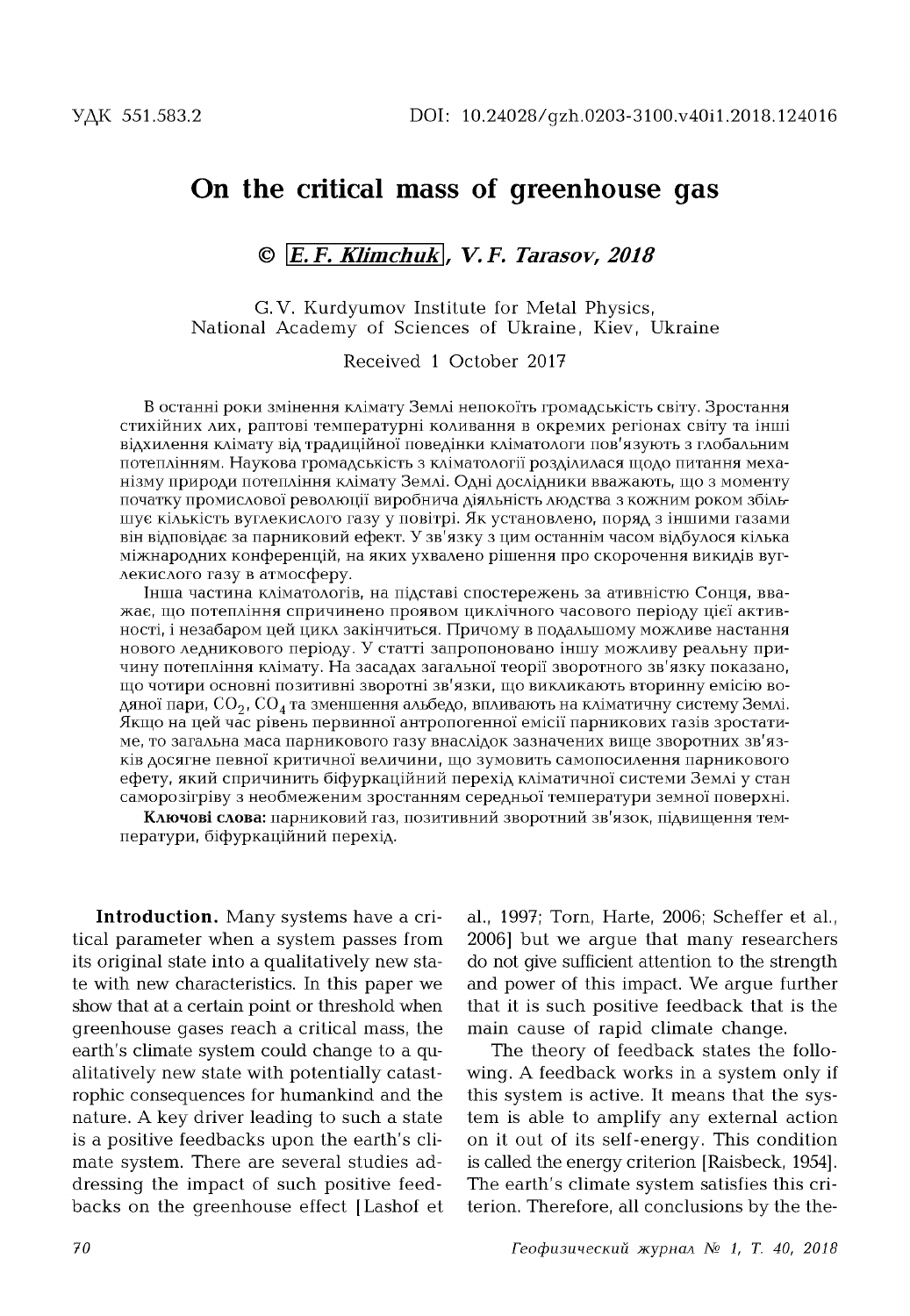УДК 551.583.2

DOI: 10.24028/gzh.0203-3100.v40i1.2018.124016

# On the critical mass of greenhouse gas

## © E. F. Klimchuk, V. F. Tarasov, 2018

G.V. Kurdyumov Institute for Metal Physics,
National Academy of Sciences of Ukraine, Kiev, Ukraine

Received 1 October 2017

В останні роки змінення клімату Землі непокоїть громадськість світу. Зростання стихійних лих, раптові температурні коливання в окремих регіонах світу та інші відхилення клімату від традиційної поведінки кліматологи пов'язують з глобальним потеплінням. Наукова громадськість з кліматології розділилася щодо питання механізму природи потепління клімату Землі. Одні дослідники вважають, що з моменту початку промислової революції виробнича діяльність людства з кожним роком збільшує кількість вуглекислого газу у повітрі. Як установлено, поряд з іншими газами він відповідає за парниковий ефект. У зв'язку з цим останнім часом відбулося кілька міжнародних конференцій, на яких ухвалено рішення про скорочення викидів вуглекислого газу в атмосферу.

Інша частина кліматологів, на підставі спостережень за ативністю Сонця, вважає, що потепління спричинено проявом циклічного часового періоду цієї активності, і незабаром цей цикл закінчиться. Причому в подальшому можливе настання нового льодникового періоду. У статті запропоновано іншу можливу реальну причину потепління клімату. На засадах загальної теорії зворотного зв'язку показано, що чотири основні позитивні зворотні зв'язки, що викликають вторинну емісію водяної пари, $CO_2$, $CO_4$ та зменшення альбедо, впливають на кліматичну систему Землі. Якщо на цей час рівень первинної антропогенної емісії парникових газів зростатиме, то загальна маса парникового газу внаслідок зазначених вище зворотних зв'язків досягне певної критичної величини, що зумовить самопосилення парникового ефету, який спричинить біфуркаційний перехід кліматичної системи Землі у стан саморозігріву з необмеженим зростанням середньої температури земної поверхні.

**Ключові слова:** парниковий газ, позитивний зворотний зв'язок, підвищення температури, біфуркаційний перехід.

**Introduction.** Many systems have a critical parameter when a system passes from its original state into a qualitatively new state with new characteristics. In this paper we show that at a certain point or threshold when greenhouse gases reach a critical mass, the earth's climate system could change to a qualitatively new state with potentially catastrophic consequences for humankind and the nature. A key driver leading to such a state is a positive feedbacks upon the earth's climate system. There are several studies addressing the impact of such positive feedbacks on the greenhouse effect [Lashof et al., 1997; Torn, Harte, 2006; Scheffer et al., 2006] but we argue that many researchers do not give sufficient attention to the strength and power of this impact. We argue further that it is such positive feedback that is the main cause of rapid climate change.

The theory of feedback states the following. A feedback works in a system only if this system is active. It means that the system is able to amplify any external action on it out of its self-energy. This condition is called the energy criterion [Raisbeck, 1954]. The earth's climate system satisfies this criterion. Therefore, all conclusions by the the-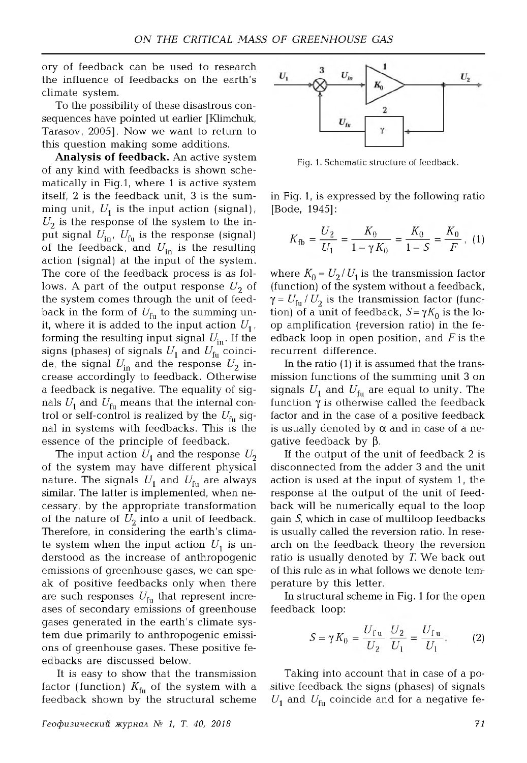ory of feedback can be used to research the influence of feedbacks on the earth's climate system.

To the possibility of these disastrous consequences have pointed ut earlier [Klimchuk, Tarasov, 2005]. Now we want to return to this question making some additions.

**Analysis of feedback.** An active system of any kind with feedbacks is shown schematically in Fig.1, where 1 is active system itself, 2 is the feedback unit, 3 is the summing unit, $U_1$ is the input action (signal), $U_2$ is the response of the system to the input signal $U_{in}$, $U_{fu}$ is the response (signal) of the feedback, and $U_{in}$ is the resulting action (signal) at the input of the system. The core of the feedback process is as follows. A part of the output response $U_2$ of the system comes through the unit of feedback in the form of $U_{fu}$ to the summing unit, where it is added to the input action $U_1$, forming the resulting input signal $U_{in}$. If the signs (phases) of signals $U_1$ and $U_{fu}$ coincide, the signal $U_{in}$ and the response $U_2$ increase accordingly to feedback. Otherwise a feedback is negative. The equality of signals $U_1$ and $U_{fu}$ means that the internal control or self-control is realized by the $U_{fu}$ signal in systems with feedbacks. This is the essence of the principle of feedback.

The input action $U_1$ and the response $U_2$ of the system may have different physical nature. The signals $U_1$ and $U_{fu}$ are always similar. The latter is implemented, when necessary, by the appropriate transformation of the nature of $U_2$ into a unit of feedback. Therefore, in considering the earth's climate system when the input action $U_1$ is understood as the increase of anthropogenic emissions of greenhouse gases, we can speak of positive feedbacks only when there are such responses $U_{fu}$ that represent increases of secondary emissions of greenhouse gases generated in the earth's climate system due primarily to anthropogenic emissions of greenhouse gases. These positive feedbacks are discussed below.

It is easy to show that the transmission factor (function) $K_{fu}$ of the system with a feedback shown by the structural scheme in Fig. 1, is expressed by the following ratio [Bode, 1945]:

Fig. 1. Schematic structure of feedback.

$$K_{fb} = \frac{U_2}{U_1} = \frac{K_0}{1 - \gamma K_0} = \frac{K_0}{1 - S} = \frac{K_0}{F}, \quad (1)$$

where $K_0 = U_2 / U_1$ is the transmission factor (function) of the system without a feedback, $\gamma = U_{fu} / U_2$ is the transmission factor (function) of a unit of feedback, $S = \gamma K_0$ is the loop amplification (reversion ratio) in the feedback loop in open position, and $F$ is the recurrent difference.

In the ratio (1) it is assumed that the transmission functions of the summing unit 3 on signals $U_1$ and $U_{fu}$ are equal to unity. The function $\gamma$ is otherwise called the feedback factor and in the case of a positive feedback is usually denoted by $\alpha$ and in case of a negative feedback by $\beta$.

If the output of the unit of feedback 2 is disconnected from the adder 3 and the unit action is used at the input of system 1, the response at the output of the unit of feedback will be numerically equal to the loop gain $S$, which in case of multiloop feedbacks is usually called the reversion ratio. In research on the feedback theory the reversion ratio is usually denoted by $T$. We back out of this rule as in what follows we denote temperature by this letter.

In structural scheme in Fig. 1 for the open feedback loop:

$$S = \gamma K_0 = \frac{U_{fu}}{U_2} \frac{U_2}{U_1} = \frac{U_{fu}}{U_1}. \quad (2)$$

Taking into account that in case of a positive feedback the signs (phases) of signals $U_1$ and $U_{fu}$ coincide and for a negative fe-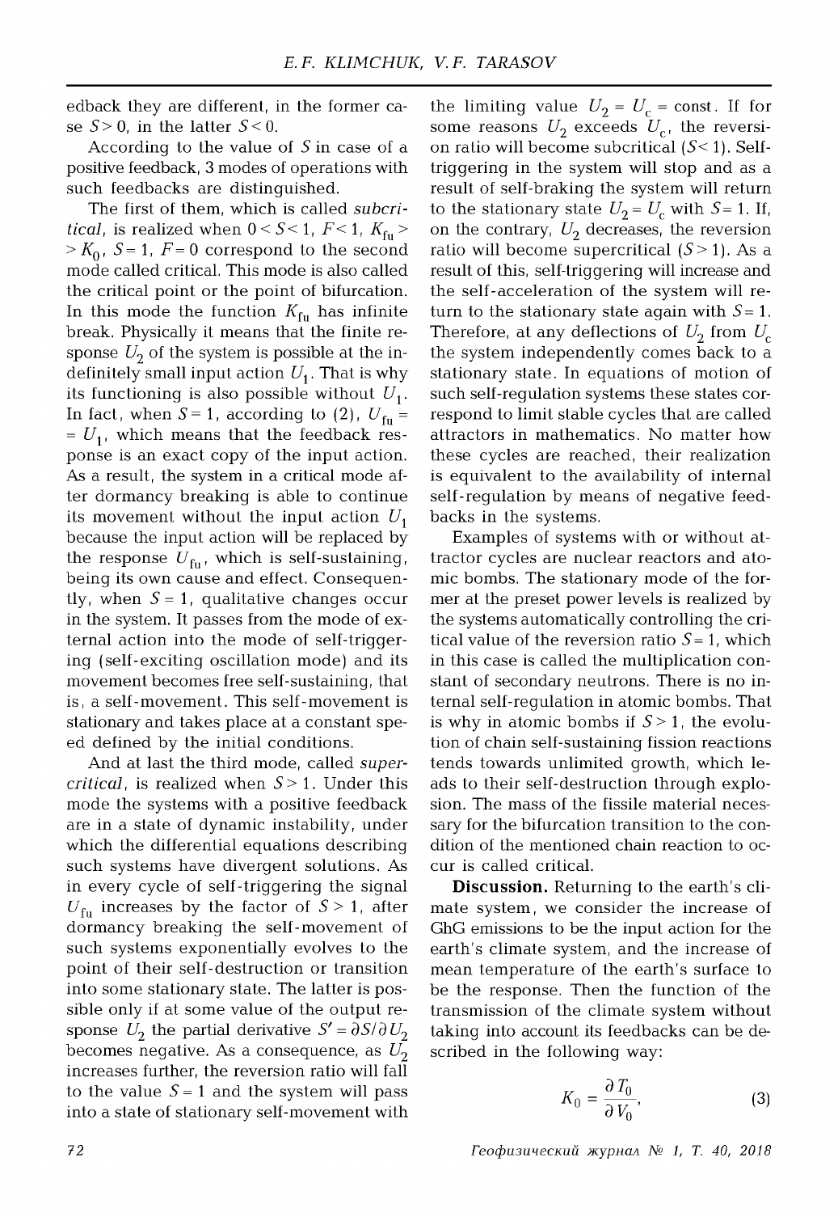edback they are different, in the former case $S > 0$, in the latter $S < 0$.

According to the value of $S$ in case of a positive feedback, 3 modes of operations with such feedbacks are distinguished.

The first of them, which is called *subcritical*, is realized when $0 < S < 1$, $F < 1$, $K_{fu} > K_0$, $S = 1$, $F = 0$ correspond to the second mode called critical. This mode is also called the critical point or the point of bifurcation. In this mode the function $K_{fu}$ has infinite break. Physically it means that the finite response $U_2$ of the system is possible at the indefinitely small input action $U_1$. That is why its functioning is also possible without $U_1$. In fact, when $S = 1$, according to (2), $U_{fu} = U_1$, which means that the feedback response is an exact copy of the input action. As a result, the system in a critical mode after dormancy breaking is able to continue its movement without the input action $U_1$ because the input action will be replaced by the response $U_{fu}$, which is self-sustaining, being its own cause and effect. Consequently, when $S = 1$, qualitative changes occur in the system. It passes from the mode of external action into the mode of self-triggering (self-exciting oscillation mode) and its movement becomes free self-sustaining, that is, a self-movement. This self-movement is stationary and takes place at a constant speed defined by the initial conditions.

And at last the third mode, called *supercritical*, is realized when $S > 1$. Under this mode the systems with a positive feedback are in a state of dynamic instability, under which the differential equations describing such systems have divergent solutions. As in every cycle of self-triggering the signal $U_{fu}$ increases by the factor of $S > 1$, after dormancy breaking the self-movement of such systems exponentially evolves to the point of their self-destruction or transition into some stationary state. The latter is possible only if at some value of the output response $U_2$ the partial derivative $S' = \partial S / \partial U_2$ becomes negative. As a consequence, as $U_2$ increases further, the reversion ratio will fall to the value $S = 1$ and the system will pass into a state of stationary self-movement with the limiting value $U_2 = U_c = \text{const}$. If for some reasons $U_2$ exceeds $U_c$, the reversion ratio will become subcritical ($S < 1$). Self-triggering in the system will stop and as a result of self-braking the system will return to the stationary state $U_2 = U_c$ with $S = 1$. If, on the contrary, $U_2$ decreases, the reversion ratio will become supercritical ($S > 1$). As a result of this, self-triggering will increase and the self-acceleration of the system will return to the stationary state again with $S = 1$. Therefore, at any deflections of $U_2$ from $U_c$ the system independently comes back to a stationary state. In equations of motion of such self-regulation systems these states correspond to limit stable cycles that are called attractors in mathematics. No matter how these cycles are reached, their realization is equivalent to the availability of internal self-regulation by means of negative feedbacks in the systems.

Examples of systems with or without attractor cycles are nuclear reactors and atomic bombs. The stationary mode of the former at the preset power levels is realized by the systems automatically controlling the critical value of the reversion ratio $S = 1$, which in this case is called the multiplication constant of secondary neutrons. There is no internal self-regulation in atomic bombs. That is why in atomic bombs if $S > 1$, the evolution of chain self-sustaining fission reactions tends towards unlimited growth, which leads to their self-destruction through explosion. The mass of the fissile material necessary for the bifurcation transition to the condition of the mentioned chain reaction to occur is called critical.

**Discussion.** Returning to the earth's climate system, we consider the increase of GhG emissions to be the input action for the earth's climate system, and the increase of mean temperature of the earth's surface to be the response. Then the function of the transmission of the climate system without taking into account its feedbacks can be described in the following way:

$$K_0 = \frac{\partial T_0}{\partial V_0}, \tag{3}$$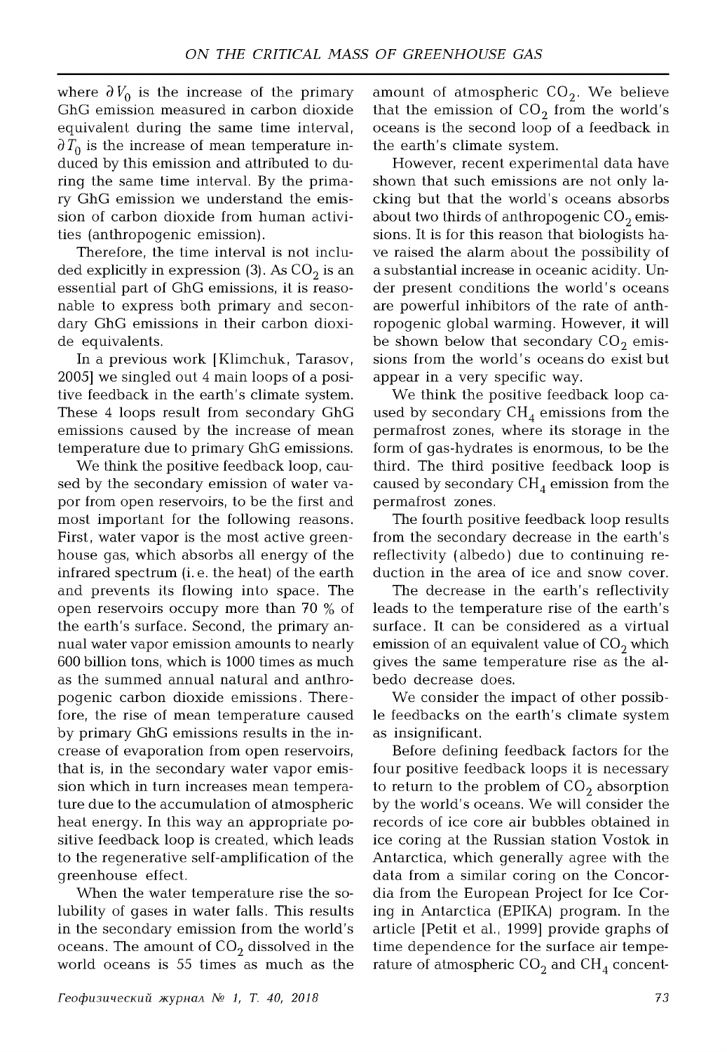where $\partial V_0$ is the increase of the primary GhG emission measured in carbon dioxide equivalent during the same time interval, $\partial T_0$ is the increase of mean temperature induced by this emission and attributed to during the same time interval. By the primary GhG emission we understand the emission of carbon dioxide from human activities (anthropogenic emission).

Therefore, the time interval is not included explicitly in expression (3). As $CO_2$ is an essential part of GhG emissions, it is reasonable to express both primary and secondary GhG emissions in their carbon dioxide equivalents.

In a previous work [Klimchuk, Tarasov, 2005] we singled out 4 main loops of a positive feedback in the earth's climate system. These 4 loops result from secondary GhG emissions caused by the increase of mean temperature due to primary GhG emissions.

We think the positive feedback loop, caused by the secondary emission of water vapor from open reservoirs, to be the first and most important for the following reasons. First, water vapor is the most active greenhouse gas, which absorbs all energy of the infrared spectrum (i. e. the heat) of the earth and prevents its flowing into space. The open reservoirs occupy more than 70 % of the earth's surface. Second, the primary annual water vapor emission amounts to nearly 600 billion tons, which is 1000 times as much as the summed annual natural and anthropogenic carbon dioxide emissions. Therefore, the rise of mean temperature caused by primary GhG emissions results in the increase of evaporation from open reservoirs, that is, in the secondary water vapor emission which in turn increases mean temperature due to the accumulation of atmospheric heat energy. In this way an appropriate positive feedback loop is created, which leads to the regenerative self-amplification of the greenhouse effect.

When the water temperature rise the solubility of gases in water falls. This results in the secondary emission from the world's oceans. The amount of $CO_2$ dissolved in the world oceans is 55 times as much as the amount of atmospheric $CO_2$. We believe that the emission of $CO_2$ from the world's oceans is the second loop of a feedback in the earth's climate system.

However, recent experimental data have shown that such emissions are not only lacking but that the world's oceans absorbs about two thirds of anthropogenic $CO_2$ emissions. It is for this reason that biologists have raised the alarm about the possibility of a substantial increase in oceanic acidity. Under present conditions the world's oceans are powerful inhibitors of the rate of anthropogenic global warming. However, it will be shown below that secondary $CO_2$ emissions from the world's oceans do exist but appear in a very specific way.

We think the positive feedback loop caused by secondary $CH_4$ emissions from the permafrost zones, where its storage in the form of gas-hydrates is enormous, to be the third. The third positive feedback loop is caused by secondary $CH_4$ emission from the permafrost zones.

The fourth positive feedback loop results from the secondary decrease in the earth's reflectivity (albedo) due to continuing reduction in the area of ice and snow cover.

The decrease in the earth's reflectivity leads to the temperature rise of the earth's surface. It can be considered as a virtual emission of an equivalent value of $CO_2$ which gives the same temperature rise as the albedo decrease does.

We consider the impact of other possible feedbacks on the earth's climate system as insignificant.

Before defining feedback factors for the four positive feedback loops it is necessary to return to the problem of $CO_2$ absorption by the world's oceans. We will consider the records of ice core air bubbles obtained in ice coring at the Russian station Vostok in Antarctica, which generally agree with the data from a similar coring on the Concordia from the European Project for Ice Coring in Antarctica (EPIKA) program. In the article [Petit et al., 1999] provide graphs of time dependence for the surface air temperature of atmospheric $CO_2$ and $CH_4$ concent-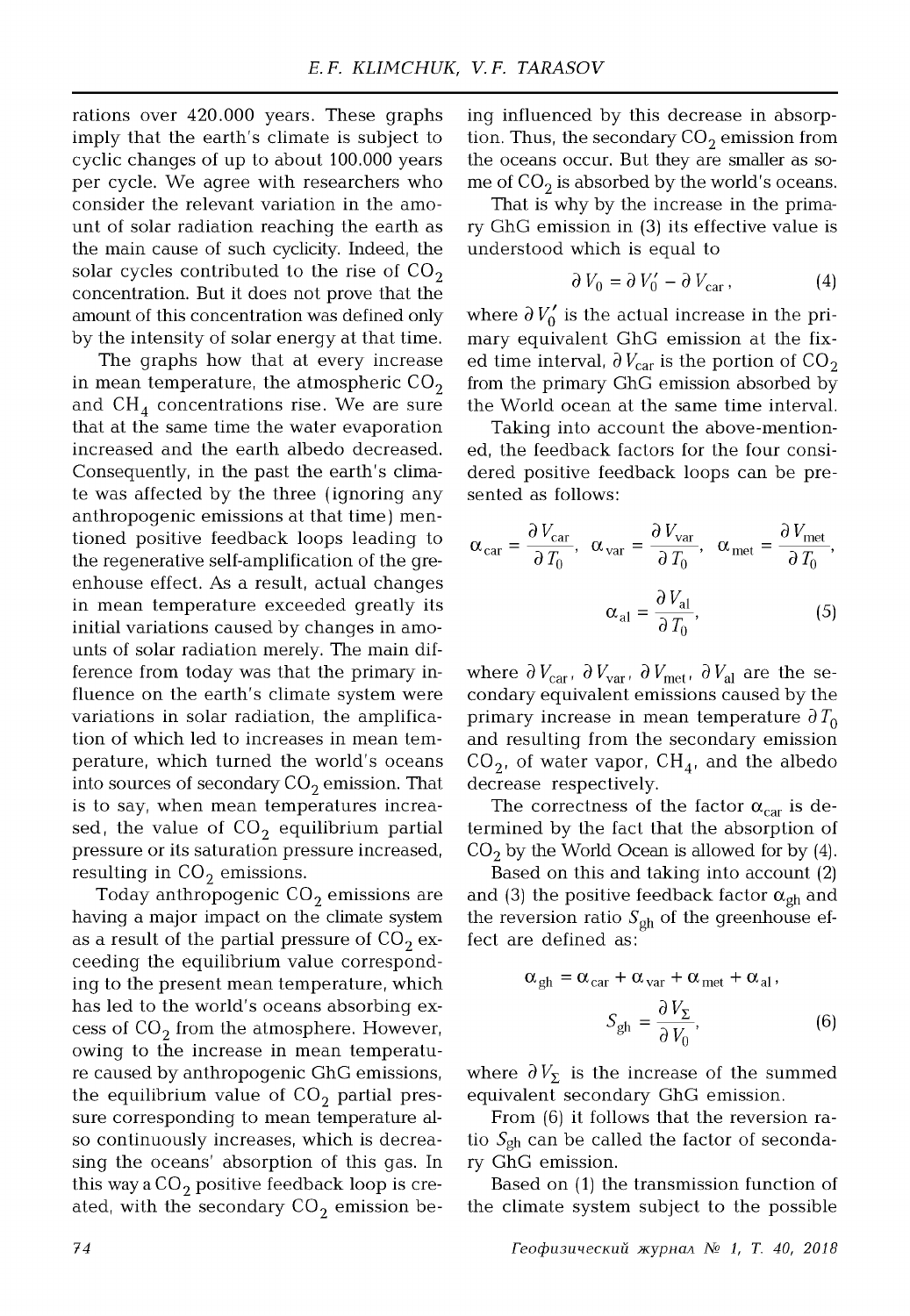rations over 420.000 years. These graphs imply that the earth's climate is subject to cyclic changes of up to about 100.000 years per cycle. We agree with researchers who consider the relevant variation in the amount of solar radiation reaching the earth as the main cause of such cyclicity. Indeed, the solar cycles contributed to the rise of $CO_2$ concentration. But it does not prove that the amount of this concentration was defined only by the intensity of solar energy at that time.

The graphs how that at every increase in mean temperature, the atmospheric $CO_2$ and $CH_4$ concentrations rise. We are sure that at the same time the water evaporation increased and the earth albedo decreased. Consequently, in the past the earth's climate was affected by the three (ignoring any anthropogenic emissions at that time) mentioned positive feedback loops leading to the regenerative self-amplification of the greenhouse effect. As a result, actual changes in mean temperature exceeded greatly its initial variations caused by changes in amounts of solar radiation merely. The main difference from today was that the primary influence on the earth's climate system were variations in solar radiation, the amplification of which led to increases in mean temperature, which turned the world's oceans into sources of secondary $CO_2$ emission. That is to say, when mean temperatures increased, the value of $CO_2$ equilibrium partial pressure or its saturation pressure increased, resulting in $CO_2$ emissions.

Today anthropogenic $CO_2$ emissions are having a major impact on the climate system as a result of the partial pressure of $CO_2$ exceeding the equilibrium value corresponding to the present mean temperature, which has led to the world's oceans absorbing excess of $CO_2$ from the atmosphere. However, owing to the increase in mean temperature caused by anthropogenic GhG emissions, the equilibrium value of $CO_2$ partial pressure corresponding to mean temperature also continuously increases, which is decreasing the oceans' absorption of this gas. In this way a $CO_2$ positive feedback loop is created, with the secondary $CO_2$ emission being influenced by this decrease in absorption. Thus, the secondary $CO_2$ emission from the oceans occur. But they are smaller as some of $CO_2$ is absorbed by the world's oceans.

That is why by the increase in the primary GhG emission in (3) its effective value is understood which is equal to

$$\partial V_0 = \partial V_0' - \partial V_{car}, \tag{4}$$

where $\partial V_0'$ is the actual increase in the primary equivalent GhG emission at the fixed time interval, $\partial V_{car}$ is the portion of $CO_2$ from the primary GhG emission absorbed by the World ocean at the same time interval.

Taking into account the above-mentioned, the feedback factors for the four considered positive feedback loops can be presented as follows:

$$\alpha_{car} = \frac{\partial V_{car}}{\partial T_0}, \quad \alpha_{var} = \frac{\partial V_{var}}{\partial T_0}, \quad \alpha_{met} = \frac{\partial V_{met}}{\partial T_0},$$

$$\alpha_{al} = \frac{\partial V_{al}}{\partial T_0}, \tag{5}$$

where $\partial V_{car}$, $\partial V_{var}$, $\partial V_{met}$, $\partial V_{al}$ are the secondary equivalent emissions caused by the primary increase in mean temperature $\partial T_0$ and resulting from the secondary emission $CO_2$, of water vapor, $CH_4$, and the albedo decrease respectively.

The correctness of the factor $\alpha_{car}$ is determined by the fact that the absorption of $CO_2$ by the World Ocean is allowed for by (4).

Based on this and taking into account (2) and (3) the positive feedback factor $\alpha_{gh}$ and the reversion ratio $S_{gh}$ of the greenhouse effect are defined as:

$$\alpha_{gh} = \alpha_{car} + \alpha_{var} + \alpha_{met} + \alpha_{al},$$

$$S_{gh} = \frac{\partial V_{\Sigma}}{\partial V_0}, \tag{6}$$

where $\partial V_{\Sigma}$ is the increase of the summed equivalent secondary GhG emission.

From (6) it follows that the reversion ratio $S_{gh}$ can be called the factor of secondary GhG emission.

Based on (1) the transmission function of the climate system subject to the possible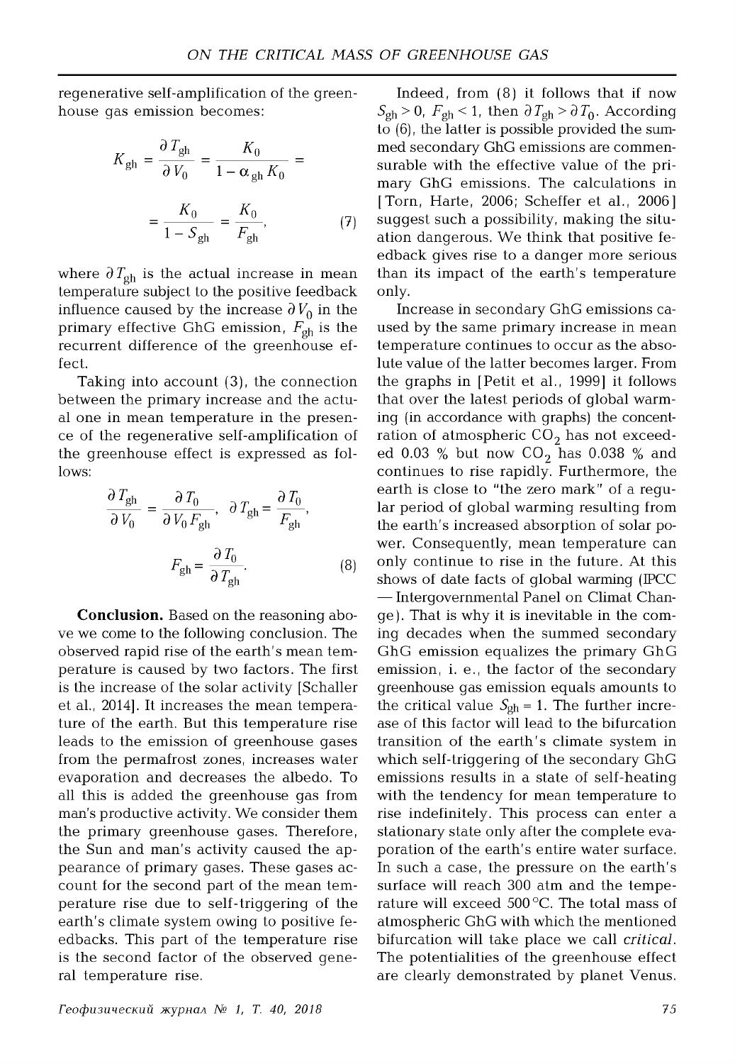regenerative self-amplification of the greenhouse gas emission becomes:

$$K_{gh} = \frac{\partial T_{gh}}{\partial V_0} = \frac{K_0}{1-\alpha_{gh} K_0} = \frac{K_0}{1-S_{gh}} = \frac{K_0}{F_{gh}}, \qquad (7)$$

where $\partial T_{gh}$ is the actual increase in mean temperature subject to the positive feedback influence caused by the increase $\partial V_0$ in the primary effective GhG emission, $F_{gh}$ is the recurrent difference of the greenhouse effect.

Taking into account (3), the connection between the primary increase and the actual one in mean temperature in the presence of the regenerative self-amplification of the greenhouse effect is expressed as follows:

$$\frac{\partial T_{gh}}{\partial V_0} = \frac{\partial T_0}{\partial V_0 F_{gh}}, \quad \partial T_{gh} = \frac{\partial T_0}{F_{gh}},$$

$$F_{gh} = \frac{\partial T_0}{\partial T_{gh}}. \qquad (8)$$

**Conclusion.** Based on the reasoning above we come to the following conclusion. The observed rapid rise of the earth's mean temperature is caused by two factors. The first is the increase of the solar activity [Schaller et al., 2014]. It increases the mean temperature of the earth. But this temperature rise leads to the emission of greenhouse gases from the permafrost zones, increases water evaporation and decreases the albedo. To all this is added the greenhouse gas from man's productive activity. We consider them the primary greenhouse gases. Therefore, the Sun and man's activity caused the appearance of primary gases. These gases account for the second part of the mean temperature rise due to self-triggering of the earth's climate system owing to positive feedbacks. This part of the temperature rise is the second factor of the observed general temperature rise.

Indeed, from (8) it follows that if now $S_{gh} > 0$, $F_{gh} < 1$, then $\partial T_{gh} > \partial T_0$. According to (6), the latter is possible provided the summed secondary GhG emissions are commensurable with the effective value of the primary GhG emissions. The calculations in [Torn, Harte, 2006; Scheffer et al., 2006] suggest such a possibility, making the situation dangerous. We think that positive feedback gives rise to a danger more serious than its impact of the earth's temperature only.

Increase in secondary GhG emissions caused by the same primary increase in mean temperature continues to occur as the absolute value of the latter becomes larger. From the graphs in [Petit et al., 1999] it follows that over the latest periods of global warming (in accordance with graphs) the concentration of atmospheric $CO_2$ has not exceeded 0.03 % but now $CO_2$ has 0.038 % and continues to rise rapidly. Furthermore, the earth is close to "the zero mark" of a regular period of global warming resulting from the earth's increased absorption of solar power. Consequently, mean temperature can only continue to rise in the future. At this shows of date facts of global warming (IPCC — Intergovernmental Panel on Climat Change). That is why it is inevitable in the coming decades when the summed secondary GhG emission equalizes the primary GhG emission, i. e., the factor of the secondary greenhouse gas emission equals amounts to the critical value $S_{gh} = 1$. The further increase of this factor will lead to the bifurcation transition of the earth's climate system in which self-triggering of the secondary GhG emissions results in a state of self-heating with the tendency for mean temperature to rise indefinitely. This process can enter a stationary state only after the complete evaporation of the earth's entire water surface. In such a case, the pressure on the earth's surface will reach 300 atm and the temperature will exceed 500 °C. The total mass of atmospheric GhG with which the mentioned bifurcation will take place we call *critical*. The potentialities of the greenhouse effect are clearly demonstrated by planet Venus.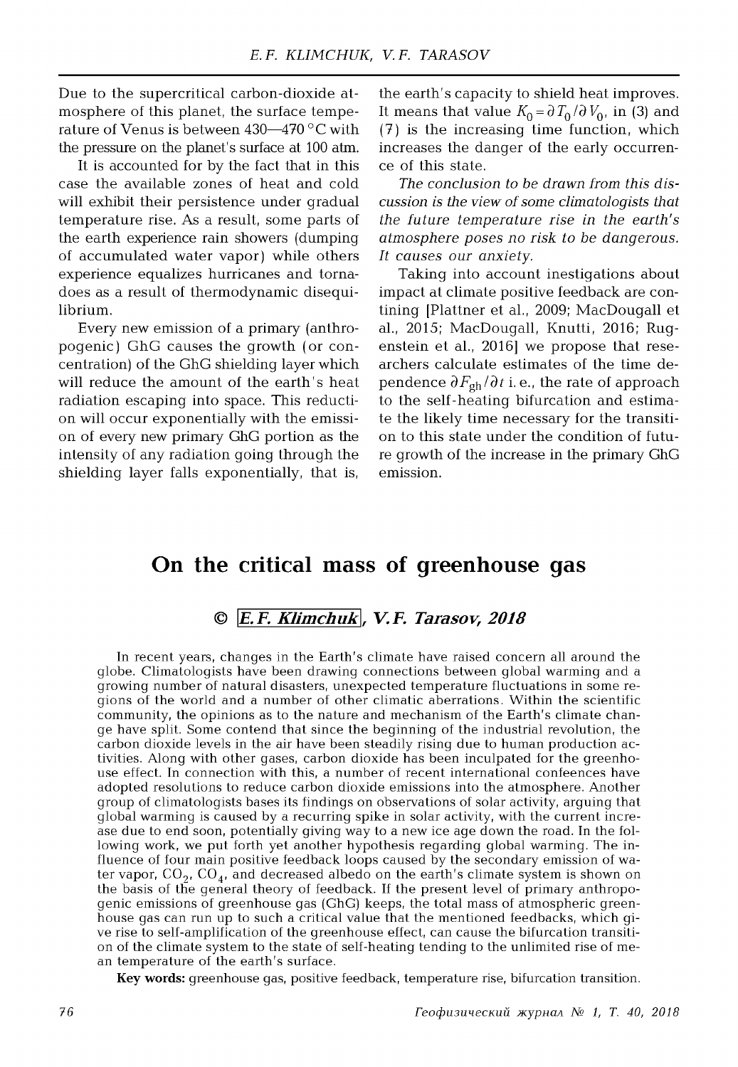Due to the supercritical carbon-dioxide atmosphere of this planet, the surface temperature of Venus is between 430—470 °C with the pressure on the planet's surface at 100 atm.

It is accounted for by the fact that in this case the available zones of heat and cold will exhibit their persistence under gradual temperature rise. As a result, some parts of the earth experience rain showers (dumping of accumulated water vapor) while others experience equalizes hurricanes and tornadoes as a result of thermodynamic disequilibrium.

Every new emission of a primary (anthropogenic) GhG causes the growth (or concentration) of the GhG shielding layer which will reduce the amount of the earth's heat radiation escaping into space. This reduction will occur exponentially with the emission of every new primary GhG portion as the intensity of any radiation going through the shielding layer falls exponentially, that is, the earth's capacity to shield heat improves. It means that value $K_0 = \partial T_0 / \partial V_0$, in (3) and (7) is the increasing time function, which increases the danger of the early occurrence of this state.

*The conclusion to be drawn from this discussion is the view of some climatologists that the future temperature rise in the earth's atmosphere poses no risk to be dangerous. It causes our anxiety.*

Taking into account inestigations about impact at climate positive feedback are contining [Plattner et al., 2009; MacDougall et al., 2015; MacDougall, Knutti, 2016; Rugenstein et al., 2016] we propose that researchers calculate estimates of the time dependence $\partial F_{gh} / \partial t$ i. e., the rate of approach to the self-heating bifurcation and estimate the likely time necessary for the transition to this state under the condition of future growth of the increase in the primary GhG emission.

# On the critical mass of greenhouse gas

## © E. F. Klimchuk, V. F. Tarasov, 2018

In recent years, changes in the Earth's climate have raised concern all around the globe. Climatologists have been drawing connections between global warming and a growing number of natural disasters, unexpected temperature fluctuations in some regions of the world and a number of other climatic aberrations. Within the scientific community, the opinions as to the nature and mechanism of the Earth's climate change have split. Some contend that since the beginning of the industrial revolution, the carbon dioxide levels in the air have been steadily rising due to human production activities. Along with other gases, carbon dioxide has been inculpated for the greenhouse effect. In connection with this, a number of recent international confeences have adopted resolutions to reduce carbon dioxide emissions into the atmosphere. Another group of climatologists bases its findings on observations of solar activity, arguing that global warming is caused by a recurring spike in solar activity, with the current increase due to end soon, potentially giving way to a new ice age down the road. In the following work, we put forth yet another hypothesis regarding global warming. The influence of four main positive feedback loops caused by the secondary emission of water vapor, $CO_2$, $CO_4$, and decreased albedo on the earth's climate system is shown on the basis of the general theory of feedback. If the present level of primary anthropogenic emissions of greenhouse gas (GhG) keeps, the total mass of atmospheric greenhouse gas can run up to such a critical value that the mentioned feedbacks, which give rise to self-amplification of the greenhouse effect, can cause the bifurcation transition of the climate system to the state of self-heating tending to the unlimited rise of mean temperature of the earth's surface.

**Key words:** greenhouse gas, positive feedback, temperature rise, bifurcation transition.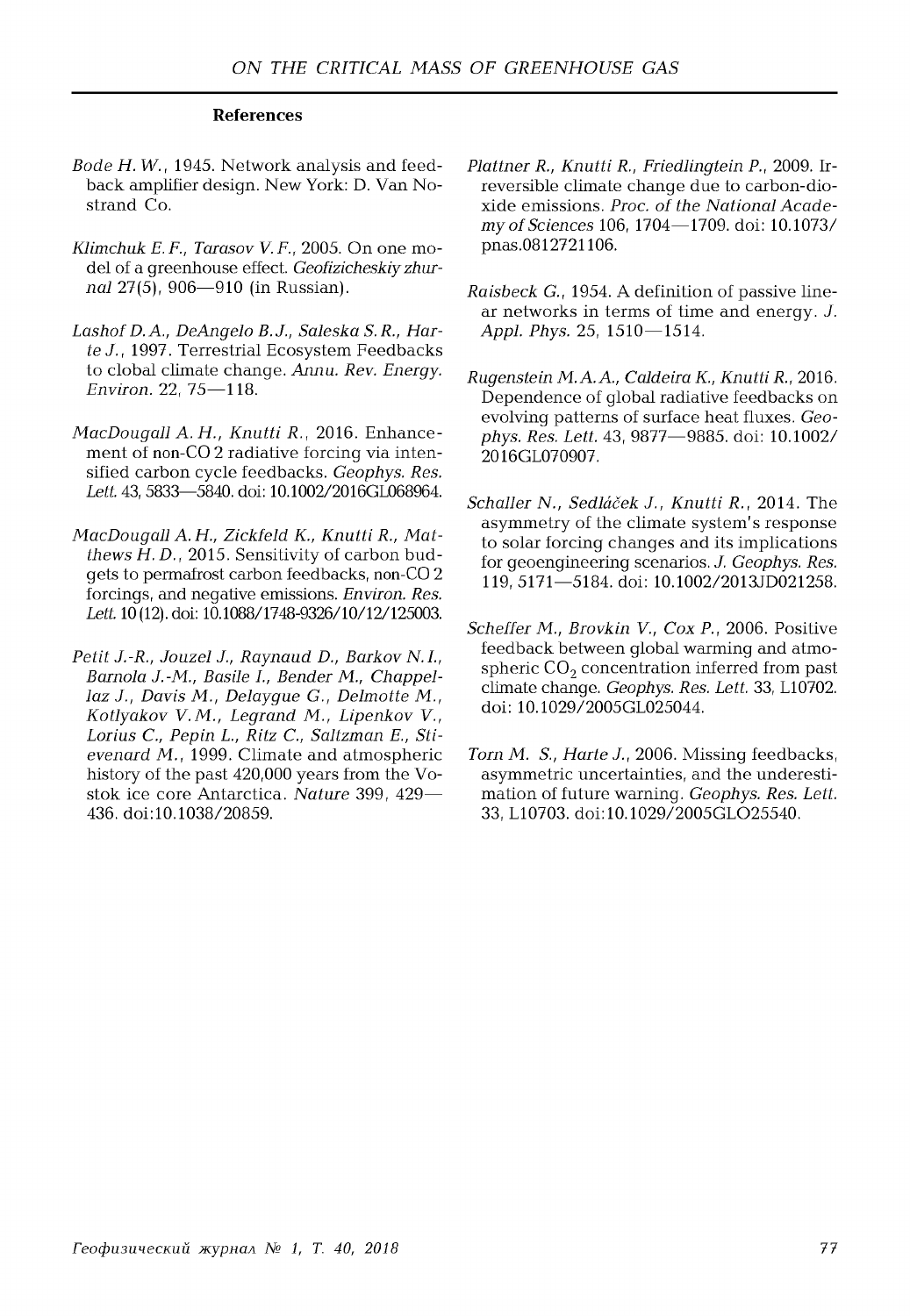### References

*Bode H. W.*, 1945. Network analysis and feedback amplifier design. New York: D. Van Nostrand Co.

*Klimchuk E. F., Tarasov V. F.*, 2005. On one model of a greenhouse effect. *Geofizicheskiy zhurnal* 27(5), 906—910 (in Russian).

*Lashof D. A., DeAngelo B. J., Saleska S. R., Harte J.*, 1997. Terrestrial Ecosystem Feedbacks to clobal climate change. *Annu. Rev. Energy. Environ.* 22, 75—118.

*MacDougall A. H., Knutti R.*, 2016. Enhancement of non-CO 2 radiative forcing via intensified carbon cycle feedbacks. *Geophys. Res. Lett.* 43, 5833—5840. doi: 10.1002/2016GL068964.

*MacDougall A. H., Zickfeld K., Knutti R., Matthews H. D.*, 2015. Sensitivity of carbon budgets to permafrost carbon feedbacks, non-CO 2 forcings, and negative emissions. *Environ. Res. Lett.* 10 (12). doi: 10.1088/1748-9326/10/12/125003.

*Petit J.-R., Jouzel J., Raynaud D., Barkov N. I., Barnola J.-M., Basile I., Bender M., Chappellaz J., Davis M., Delaygue G., Delmotte M., Kotlyakov V. M., Legrand M., Lipenkov V., Lorius C., Pepin L., Ritz C., Saltzman E., Stievenard M.*, 1999. Climate and atmospheric history of the past 420,000 years from the Vostok ice core Antarctica. *Nature* 399, 429—436. doi:10.1038/20859.

*Plattner R., Knutti R., Friedlingtein P.*, 2009. Irreversible climate change due to carbon-dioxide emissions. *Proc. of the National Academy of Sciences* 106, 1704—1709. doi: 10.1073/pnas.0812721106.

*Raisbeck G.*, 1954. A definition of passive linear networks in terms of time and energy. *J. Appl. Phys.* 25, 1510—1514.

*Rugenstein M. A. A., Caldeira K., Knutti R.*, 2016. Dependence of global radiative feedbacks on evolving patterns of surface heat fluxes. *Geophys. Res. Lett.* 43, 9877—9885. doi: 10.1002/2016GL070907.

*Schaller N., Sedláček J., Knutti R.*, 2014. The asymmetry of the climate system's response to solar forcing changes and its implications for geoengineering scenarios. *J. Geophys. Res.* 119, 5171—5184. doi: 10.1002/2013JD021258.

*Scheffer M., Brovkin V., Cox P.*, 2006. Positive feedback between global warming and atmospheric $CO_2$ concentration inferred from past climate change. *Geophys. Res. Lett.* 33, L10702. doi: 10.1029/2005GL025044.

*Torn M. S., Harte J.*, 2006. Missing feedbacks, asymmetric uncertainties, and the underestimation of future warning. *Geophys. Res. Lett.* 33, L10703. doi:10.1029/2005GLO25540.